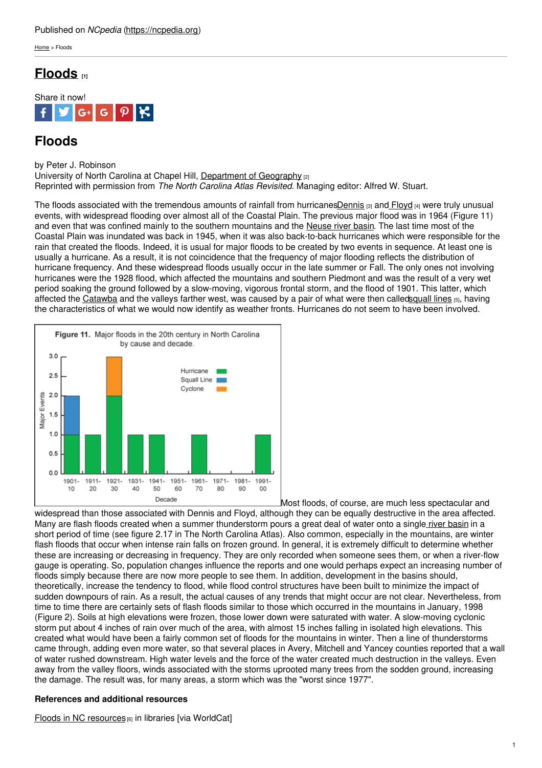Published on *NCpedia* (https://ncpedia.org)

Home > Floods

# Floods [1]

Share it now!

## Floods

by Peter J. Robinson
University of North Carolina at Chapel Hill, Department of Geography [2]
Reprinted with permission from *The North Carolina Atlas Revisited*. Managing editor: Alfred W. Stuart.

The floods associated with the tremendous amounts of rainfall from hurricanes Dennis [3] and Floyd [4] were truly unusual events, with widespread flooding over almost all of the Coastal Plain. The previous major flood was in 1964 (Figure 11) and even that was confined mainly to the southern mountains and the Neuse river basin. The last time most of the Coastal Plain was inundated was back in 1945, when it was also back-to-back hurricanes which were responsible for the rain that created the floods. Indeed, it is usual for major floods to be created by two events in sequence. At least one is usually a hurricane. As a result, it is not coincidence that the frequency of major flooding reflects the distribution of hurricane frequency. And these widespread floods usually occur in the late summer or Fall. The only ones not involving hurricanes were the 1928 flood, which affected the mountains and southern Piedmont and was the result of a very wet period soaking the ground followed by a slow-moving, vigorous frontal storm, and the flood of 1901. This latter, which affected the Catawba and the valleys farther west, was caused by a pair of what were then called squall lines [5], having the characteristics of what we would now identify as weather fronts. Hurricanes do not seem to have been involved.

**Figure 11.** Major floods in the 20th century in North Carolina by cause and decade.

| Decade | Hurricane | Squall Line | Cyclone |
|---|---|---|---|
| 1901-10 | 1 | 1 | 0 |
| 1911-20 | 1 | 0 | 0 |
| 1921-30 | 2 | 0 | 1 |
| 1931-40 | 1 | 0 | 0 |
| 1941-50 | 1 | 0 | 0 |
| 1951-60 | 0 | 0 | 0 |
| 1961-70 | 1 | 0 | 0 |
| 1971-80 | 0 | 0 | 0 |
| 1981-90 | 0 | 0 | 0 |
| 1991-00 | 1 | 0 | 0 |

Most floods, of course, are much less spectacular and widespread than those associated with Dennis and Floyd, although they can be equally destructive in the area affected. Many are flash floods created when a summer thunderstorm pours a great deal of water onto a single river basin in a short period of time (see figure 2.17 in The North Carolina Atlas). Also common, especially in the mountains, are winter flash floods that occur when intense rain falls on frozen ground. In general, it is extremely difficult to determine whether these are increasing or decreasing in frequency. They are only recorded when someone sees them, or when a river-flow gauge is operating. So, population changes influence the reports and one would perhaps expect an increasing number of floods simply because there are now more people to see them. In addition, development in the basins should, theoretically, increase the tendency to flood, while flood control structures have been built to minimize the impact of sudden downpours of rain. As a result, the actual causes of any trends that might occur are not clear. Nevertheless, from time to time there are certainly sets of flash floods similar to those which occurred in the mountains in January, 1998 (Figure 2). Soils at high elevations were frozen, those lower down were saturated with water. A slow-moving cyclonic storm put about 4 inches of rain over much of the area, with almost 15 inches falling in isolated high elevations. This created what would have been a fairly common set of floods for the mountains in winter. Then a line of thunderstorms came through, adding even more water, so that several places in Avery, Mitchell and Yancey counties reported that a wall of water rushed downstream. High water levels and the force of the water created much destruction in the valleys. Even away from the valley floors, winds associated with the storms uprooted many trees from the sodden ground, increasing the damage. The result was, for many areas, a storm which was the "worst since 1977".

### References and additional resources

Floods in NC resources [6] in libraries [via WorldCat]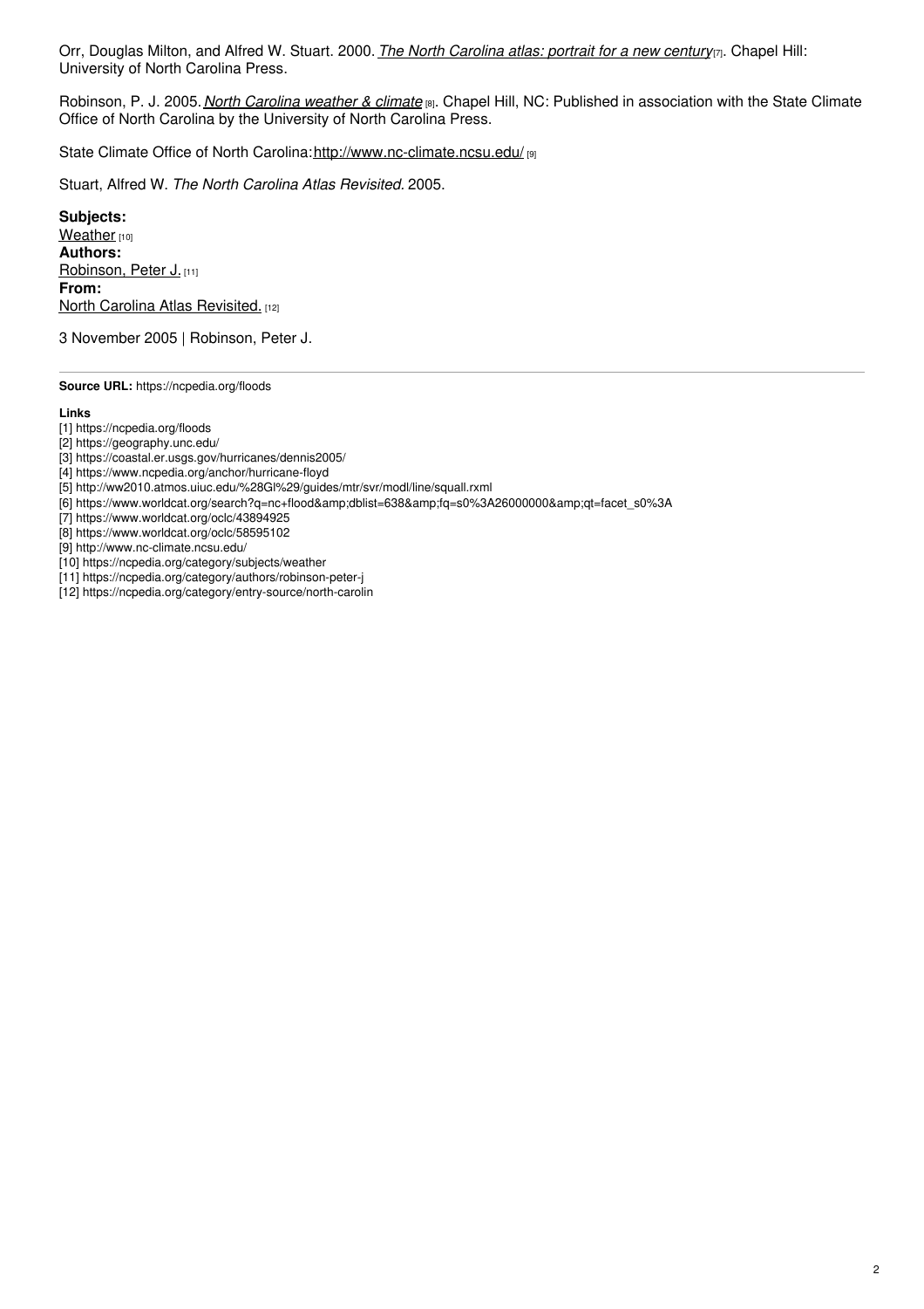Orr, Douglas Milton, and Alfred W. Stuart. 2000. *[The North Carolina atlas: portrait for a new century](https://www.worldcat.org/oclc/43894925)*[7]. Chapel Hill: University of North Carolina Press.

Robinson, P. J. 2005. *[North Carolina weather & climate](https://www.worldcat.org/oclc/58595102)*[8]. Chapel Hill, NC: Published in association with the State Climate Office of North Carolina by the University of North Carolina Press.

State Climate Office of North Carolina: [http://www.nc-climate.ncsu.edu/](http://www.nc-climate.ncsu.edu/)[9]

Stuart, Alfred W. *The North Carolina Atlas Revisited.* 2005.

**Subjects:**
[Weather](https://ncpedia.org/category/subjects/weather)[10]
**Authors:**
[Robinson, Peter J.](https://ncpedia.org/category/authors/robinson-peter-j)[11]
**From:**
[North Carolina Atlas Revisited.](https://ncpedia.org/category/entry-source/north-carolin)[12]

3 November 2005 | Robinson, Peter J.

---

**Source URL:** https://ncpedia.org/floods

**Links**
[1] https://ncpedia.org/floods
[2] https://geography.unc.edu/
[3] https://coastal.er.usgs.gov/hurricanes/dennis2005/
[4] https://www.ncpedia.org/anchor/hurricane-floyd
[5] http://ww2010.atmos.uiuc.edu/%28Gl%29/guides/mtr/svr/modl/line/squall.rxml
[6] https://www.worldcat.org/search?q=nc+flood&amp;dblist=638&amp;fq=s0%3A26000000&amp;qt=facet_s0%3A
[7] https://www.worldcat.org/oclc/43894925
[8] https://www.worldcat.org/oclc/58595102
[9] http://www.nc-climate.ncsu.edu/
[10] https://ncpedia.org/category/subjects/weather
[11] https://ncpedia.org/category/authors/robinson-peter-j
[12] https://ncpedia.org/category/entry-source/north-carolin